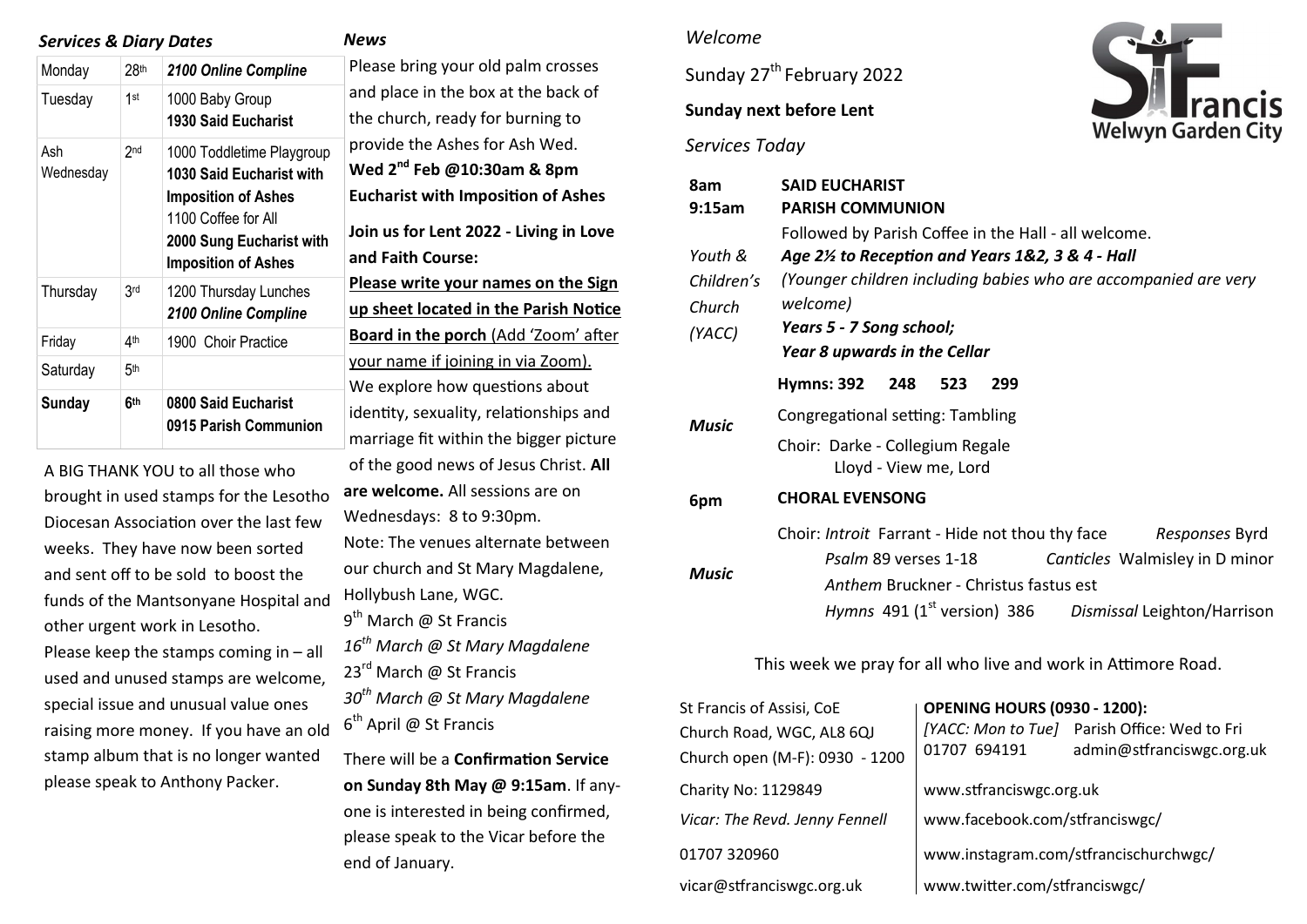## Services & Diary Dates

| Monday | 28th | ***2100 Online Compline*** |
|---|---|---|
| Tuesday | 1st | 1000 Baby Group<br>**1930 Said Eucharist** |
| Ash Wednesday | 2nd | 1000 Toddletime Playgroup<br>**1030 Said Eucharist with Imposition of Ashes**<br>1100 Coffee for All<br>**2000 Sung Eucharist with Imposition of Ashes** |
| Thursday | 3rd | 1200 Thursday Lunches<br>***2100 Online Compline*** |
| Friday | 4th | 1900 Choir Practice |
| Saturday | 5th | |
| **Sunday** | **6th** | **0800 Said Eucharist**<br>**0915 Parish Communion** |

A BIG THANK YOU to all those who brought in used stamps for the Lesotho Diocesan Association over the last few weeks. They have now been sorted and sent off to be sold to boost the funds of the Mantsonyane Hospital and other urgent work in Lesotho.
Please keep the stamps coming in – all used and unused stamps are welcome, special issue and unusual value ones raising more money. If you have an old stamp album that is no longer wanted please speak to Anthony Packer.

## News

Please bring your old palm crosses and place in the box at the back of the church, ready for burning to provide the Ashes for Ash Wed.
**Wed 2nd Feb @10:30am & 8pm Eucharist with Imposition of Ashes**

**Join us for Lent 2022 - Living in Love and Faith Course:**
**Please write your names on the Sign up sheet located in the Parish Notice Board in the porch** (Add 'Zoom' after your name if joining in via Zoom).
We explore how questions about identity, sexuality, relationships and marriage fit within the bigger picture of the good news of Jesus Christ. **All are welcome.** All sessions are on Wednesdays: 8 to 9:30pm.
Note: The venues alternate between our church and St Mary Magdalene, Hollybush Lane, WGC.
9th March @ St Francis
*16th March @ St Mary Magdalene*
23rd March @ St Francis
*30th March @ St Mary Magdalene*
6th April @ St Francis

There will be a **Confirmation Service on Sunday 8th May @ 9:15am**. If anyone is interested in being confirmed, please speak to the Vicar before the end of January.

*Welcome*

Sunday 27th February 2022

**Sunday next before Lent**

*Services Today*

St Francis Welwyn Garden City

| | |
|---|---|
| **8am** | **SAID EUCHARIST** |
| **9:15am** | **PARISH COMMUNION**<br>Followed by Parish Coffee in the Hall - all welcome. |
| *Youth & Children's Church (YACC)* | ***Age 2½ to Reception and Years 1&2, 3 & 4 - Hall***<br>*(Younger children including babies who are accompanied are very welcome)*<br>***Years 5 - 7 Song school;***<br>***Year 8 upwards in the Cellar*** |
| | **Hymns: 392 248 523 299** |
| ***Music*** | Congregational setting: Tambling<br>Choir: Darke - Collegium Regale<br>Lloyd - View me, Lord |
| **6pm** | **CHORAL EVENSONG** |
| ***Music*** | Choir: *Introit* Farrant - Hide not thou thy face *Responses* Byrd<br>*Psalm* 89 verses 1-18 *Canticles* Walmisley in D minor<br>*Anthem* Bruckner - Christus fastus est<br>*Hymns* 491 (1st version) 386 *Dismissal* Leighton/Harrison |

This week we pray for all who live and work in Attimore Road.

St Francis of Assisi, CoE
Church Road, WGC, AL8 6QJ
Church open (M-F): 0930 - 1200

**OPENING HOURS (0930 - 1200):**
*[YACC: Mon to Tue]* Parish Office: Wed to Fri
01707 694191 admin@stfranciswgc.org.uk

Charity No: 1129849
www.stfranciswgc.org.uk

*Vicar: The Revd. Jenny Fennell*
www.facebook.com/stfranciswgc/

01707 320960
www.instagram.com/stfrancischurchwgc/

vicar@stfranciswgc.org.uk
www.twitter.com/stfranciswgc/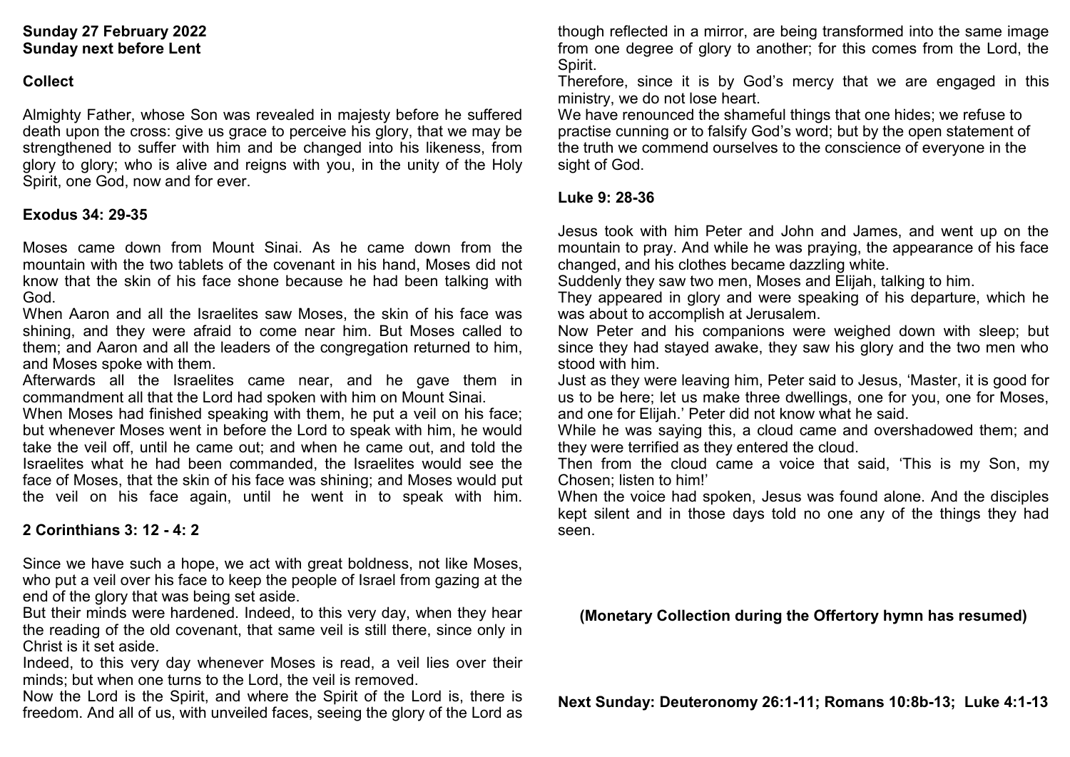**Sunday 27 February 2022**
**Sunday next before Lent**

**Collect**

Almighty Father, whose Son was revealed in majesty before he suffered death upon the cross: give us grace to perceive his glory, that we may be strengthened to suffer with him and be changed into his likeness, from glory to glory; who is alive and reigns with you, in the unity of the Holy Spirit, one God, now and for ever.

**Exodus 34: 29-35**

Moses came down from Mount Sinai. As he came down from the mountain with the two tablets of the covenant in his hand, Moses did not know that the skin of his face shone because he had been talking with God.
When Aaron and all the Israelites saw Moses, the skin of his face was shining, and they were afraid to come near him. But Moses called to them; and Aaron and all the leaders of the congregation returned to him, and Moses spoke with them.
Afterwards all the Israelites came near, and he gave them in commandment all that the Lord had spoken with him on Mount Sinai.
When Moses had finished speaking with them, he put a veil on his face; but whenever Moses went in before the Lord to speak with him, he would take the veil off, until he came out; and when he came out, and told the Israelites what he had been commanded, the Israelites would see the face of Moses, that the skin of his face was shining; and Moses would put the veil on his face again, until he went in to speak with him.

**2 Corinthians 3: 12 - 4: 2**

Since we have such a hope, we act with great boldness, not like Moses, who put a veil over his face to keep the people of Israel from gazing at the end of the glory that was being set aside.
But their minds were hardened. Indeed, to this very day, when they hear the reading of the old covenant, that same veil is still there, since only in Christ is it set aside.
Indeed, to this very day whenever Moses is read, a veil lies over their minds; but when one turns to the Lord, the veil is removed.
Now the Lord is the Spirit, and where the Spirit of the Lord is, there is freedom. And all of us, with unveiled faces, seeing the glory of the Lord as though reflected in a mirror, are being transformed into the same image from one degree of glory to another; for this comes from the Lord, the Spirit.
Therefore, since it is by God's mercy that we are engaged in this ministry, we do not lose heart.
We have renounced the shameful things that one hides; we refuse to practise cunning or to falsify God's word; but by the open statement of the truth we commend ourselves to the conscience of everyone in the sight of God.

**Luke 9: 28-36**

Jesus took with him Peter and John and James, and went up on the mountain to pray. And while he was praying, the appearance of his face changed, and his clothes became dazzling white.
Suddenly they saw two men, Moses and Elijah, talking to him.
They appeared in glory and were speaking of his departure, which he was about to accomplish at Jerusalem.
Now Peter and his companions were weighed down with sleep; but since they had stayed awake, they saw his glory and the two men who stood with him.
Just as they were leaving him, Peter said to Jesus, 'Master, it is good for us to be here; let us make three dwellings, one for you, one for Moses, and one for Elijah.' Peter did not know what he said.
While he was saying this, a cloud came and overshadowed them; and they were terrified as they entered the cloud.
Then from the cloud came a voice that said, 'This is my Son, my Chosen; listen to him!'
When the voice had spoken, Jesus was found alone. And the disciples kept silent and in those days told no one any of the things they had seen.

**(Monetary Collection during the Offertory hymn has resumed)**

**Next Sunday: Deuteronomy 26:1-11; Romans 10:8b-13; Luke 4:1-13**